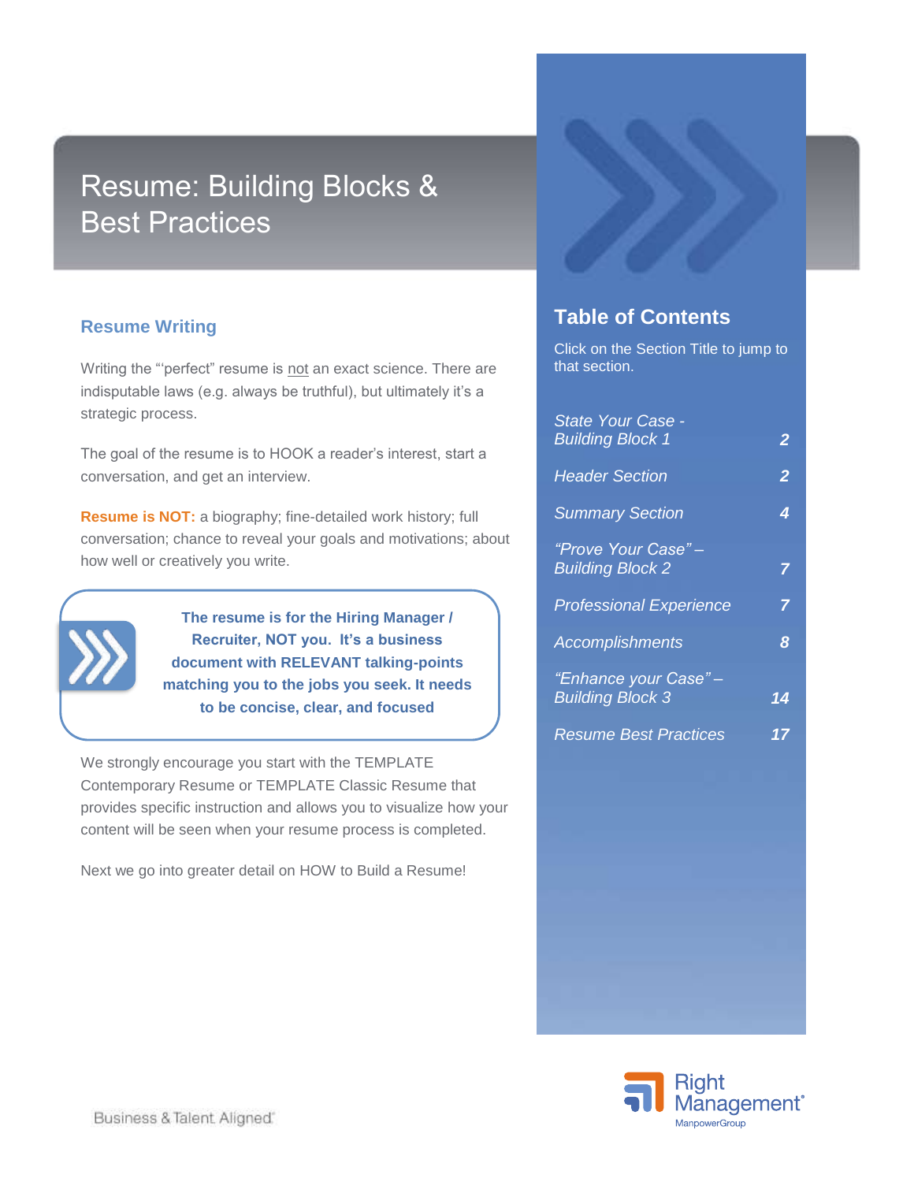# Resume: Building Blocks & Best Practices

## Resume Writing

Writing the "'perfect" resume is not an exact science. There are indisputable laws (e.g. always be truthful), but ultimately it's a strategic process.

The goal of the resume is to HOOK a reader's interest, start a conversation, and get an interview.

**Resume is NOT:** a biography; fine-detailed work history; full conversation; chance to reveal your goals and motivations; about how well or creatively you write.

> **The resume is for the Hiring Manager / Recruiter, NOT you. It's a business document with RELEVANT talking-points matching you to the jobs you seek. It needs to be concise, clear, and focused**

We strongly encourage you start with the TEMPLATE Contemporary Resume or TEMPLATE Classic Resume that provides specific instruction and allows you to visualize how your content will be seen when your resume process is completed.

Next we go into greater detail on HOW to Build a Resume!

## Table of Contents

Click on the Section Title to jump to that section.

| Section | Page |
|---|---|
| *State Your Case - Building Block 1* | *2* |
| *Header Section* | *2* |
| *Summary Section* | *4* |
| *"Prove Your Case" – Building Block 2* | *7* |
| *Professional Experience* | *7* |
| *Accomplishments* | *8* |
| *"Enhance your Case" – Building Block 3* | *14* |
| *Resume Best Practices* | *17* |

Business & Talent Aligned

Right Management
ManpowerGroup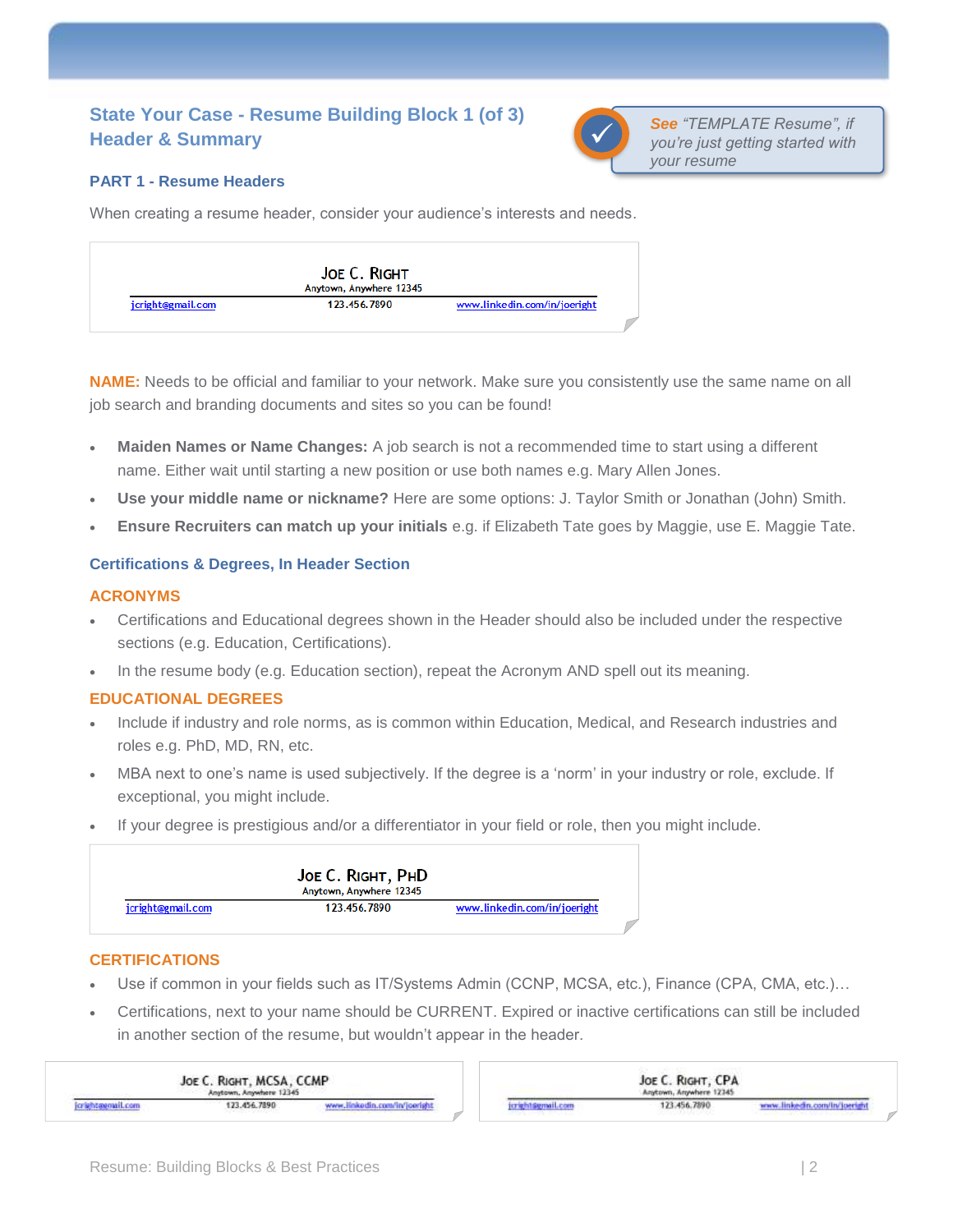## State Your Case - Resume Building Block 1 (of 3) Header & Summary

> ***See** "TEMPLATE Resume", if you're just getting started with your resume*

### PART 1 - Resume Headers

When creating a resume header, consider your audience's interests and needs.

> **JOE C. RIGHT**
> Anytown, Anywhere 12345
> jcright@gmail.com | 123.456.7890 | www.linkedin.com/in/joeright

**NAME:** Needs to be official and familiar to your network. Make sure you consistently use the same name on all job search and branding documents and sites so you can be found!

- **Maiden Names or Name Changes:** A job search is not a recommended time to start using a different name. Either wait until starting a new position or use both names e.g. Mary Allen Jones.
- **Use your middle name or nickname?** Here are some options: J. Taylor Smith or Jonathan (John) Smith.
- **Ensure Recruiters can match up your initials** e.g. if Elizabeth Tate goes by Maggie, use E. Maggie Tate.

### Certifications & Degrees, In Header Section

#### ACRONYMS

- Certifications and Educational degrees shown in the Header should also be included under the respective sections (e.g. Education, Certifications).
- In the resume body (e.g. Education section), repeat the Acronym AND spell out its meaning.

#### EDUCATIONAL DEGREES

- Include if industry and role norms, as is common within Education, Medical, and Research industries and roles e.g. PhD, MD, RN, etc.
- MBA next to one's name is used subjectively. If the degree is a 'norm' in your industry or role, exclude. If exceptional, you might include.
- If your degree is prestigious and/or a differentiator in your field or role, then you might include.

> **JOE C. RIGHT, PHD**
> Anytown, Anywhere 12345
> jcright@gmail.com | 123.456.7890 | www.linkedin.com/in/joeright

#### CERTIFICATIONS

- Use if common in your fields such as IT/Systems Admin (CCNP, MCSA, etc.), Finance (CPA, CMA, etc.)…
- Certifications, next to your name should be CURRENT. Expired or inactive certifications can still be included in another section of the resume, but wouldn't appear in the header.

> **JOE C. RIGHT, MCSA, CCMP**
> Anytown, Anywhere 12345
> jcright@gmail.com | 123.456.7890 | www.linkedin.com/in/joeright

> **JOE C. RIGHT, CPA**
> Anytown, Anywhere 12345
> jcright@gmail.com | 123.456.7890 | www.linkedin.com/in/joeright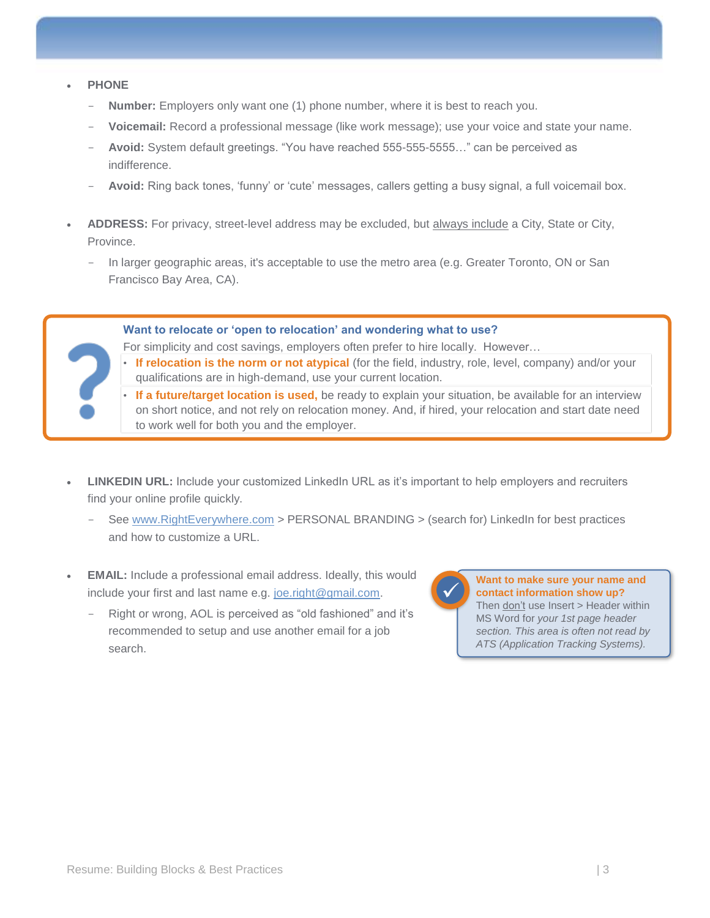- **PHONE**
  - **Number:** Employers only want one (1) phone number, where it is best to reach you.
  - **Voicemail:** Record a professional message (like work message); use your voice and state your name.
  - **Avoid:** System default greetings. "You have reached 555-555-5555…" can be perceived as indifference.
  - **Avoid:** Ring back tones, 'funny' or 'cute' messages, callers getting a busy signal, a full voicemail box.

- **ADDRESS:** For privacy, street-level address may be excluded, but always include a City, State or City, Province.
  - In larger geographic areas, it's acceptable to use the metro area (e.g. Greater Toronto, ON or San Francisco Bay Area, CA).

**Want to relocate or 'open to relocation' and wondering what to use?**

For simplicity and cost savings, employers often prefer to hire locally. However…

- **If relocation is the norm or not atypical** (for the field, industry, role, level, company) and/or your qualifications are in high-demand, use your current location.
- **If a future/target location is used,** be ready to explain your situation, be available for an interview on short notice, and not rely on relocation money. And, if hired, your relocation and start date need to work well for both you and the employer.

- **LINKEDIN URL:** Include your customized LinkedIn URL as it's important to help employers and recruiters find your online profile quickly.
  - See www.RightEverywhere.com > PERSONAL BRANDING > (search for) LinkedIn for best practices and how to customize a URL.

- **EMAIL:** Include a professional email address. Ideally, this would include your first and last name e.g. joe.right@gmail.com.
  - Right or wrong, AOL is perceived as "old fashioned" and it's recommended to setup and use another email for a job search.

**Want to make sure your name and contact information show up?**

Then don't use Insert > Header within MS Word for *your 1st page header section. This area is often not read by ATS (Application Tracking Systems).*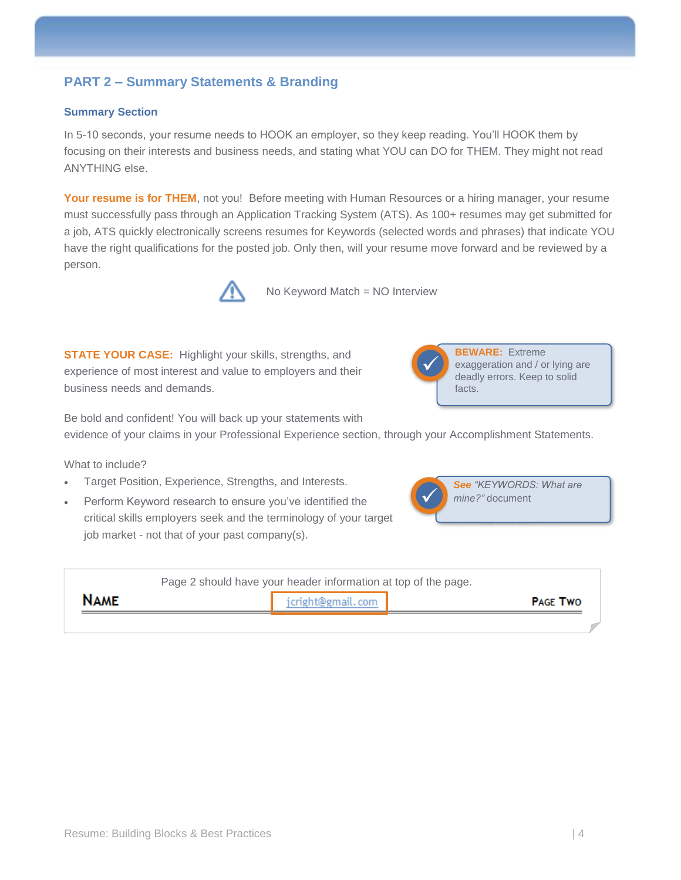## PART 2 – Summary Statements & Branding

### Summary Section

In 5-10 seconds, your resume needs to HOOK an employer, so they keep reading. You'll HOOK them by focusing on their interests and business needs, and stating what YOU can DO for THEM. They might not read ANYTHING else.

**Your resume is for THEM**, not you! Before meeting with Human Resources or a hiring manager, your resume must successfully pass through an Application Tracking System (ATS). As 100+ resumes may get submitted for a job, ATS quickly electronically screens resumes for Keywords (selected words and phrases) that indicate YOU have the right qualifications for the posted job. Only then, will your resume move forward and be reviewed by a person.

No Keyword Match = NO Interview

**STATE YOUR CASE:** Highlight your skills, strengths, and experience of most interest and value to employers and their business needs and demands.

> **BEWARE:** Extreme exaggeration and / or lying are deadly errors. Keep to solid facts.

Be bold and confident! You will back up your statements with evidence of your claims in your Professional Experience section, through your Accomplishment Statements.

What to include?

- Target Position, Experience, Strengths, and Interests.
- Perform Keyword research to ensure you've identified the critical skills employers seek and the terminology of your target job market - not that of your past company(s).

> ***See*** *"KEYWORDS: What are mine?"* document

Page 2 should have your header information at top of the page.

**NAME** jcright@gmail.com **PAGE TWO**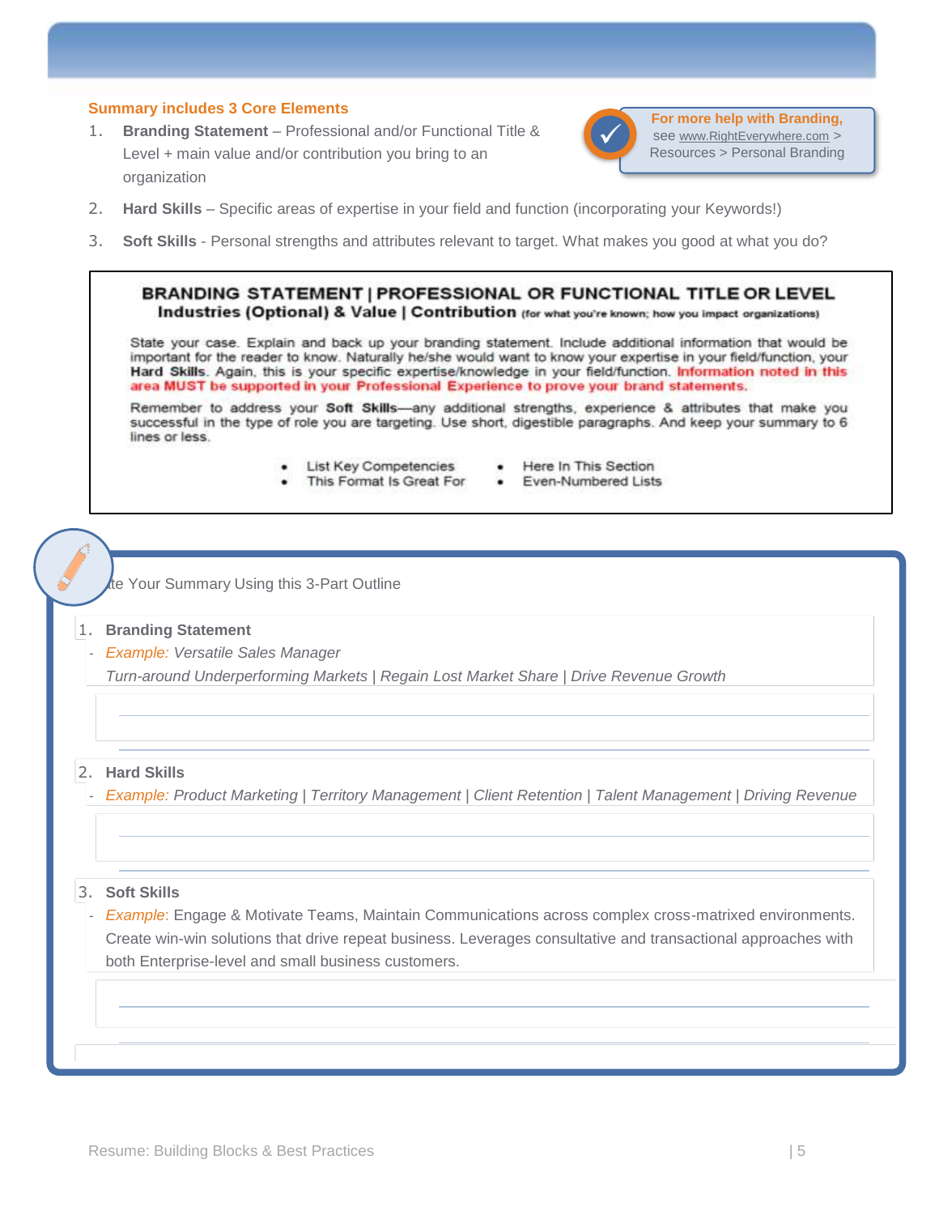## Summary includes 3 Core Elements

1. **Branding Statement** – Professional and/or Functional Title & Level + main value and/or contribution you bring to an organization
2. **Hard Skills** – Specific areas of expertise in your field and function (incorporating your Keywords!)
3. **Soft Skills** - Personal strengths and attributes relevant to target. What makes you good at what you do?

> **For more help with Branding,** see www.RightEverywhere.com > Resources > Personal Branding

---

**BRANDING STATEMENT | PROFESSIONAL OR FUNCTIONAL TITLE OR LEVEL**
**Industries (Optional) & Value | Contribution** (for what you're known; how you impact organizations)

State your case. Explain and back up your branding statement. Include additional information that would be important for the reader to know. Naturally he/she would want to know your expertise in your field/function, your **Hard Skills**. Again, this is your specific expertise/knowledge in your field/function. **Information noted in this area MUST be supported in your Professional Experience to prove your brand statements.**

Remember to address your **Soft Skills**—any additional strengths, experience & attributes that make you successful in the type of role you are targeting. Use short, digestible paragraphs. And keep your summary to 6 lines or less.

- List Key Competencies
- This Format Is Great For
- Here In This Section
- Even-Numbered Lists

---

Write Your Summary Using this 3-Part Outline

1. **Branding Statement**
   - *Example: Versatile Sales Manager*
     *Turn-around Underperforming Markets | Regain Lost Market Share | Drive Revenue Growth*

2. **Hard Skills**
   - *Example: Product Marketing | Territory Management | Client Retention | Talent Management | Driving Revenue*

3. **Soft Skills**
   - *Example*: Engage & Motivate Teams, Maintain Communications across complex cross-matrixed environments. Create win-win solutions that drive repeat business. Leverages consultative and transactional approaches with both Enterprise-level and small business customers.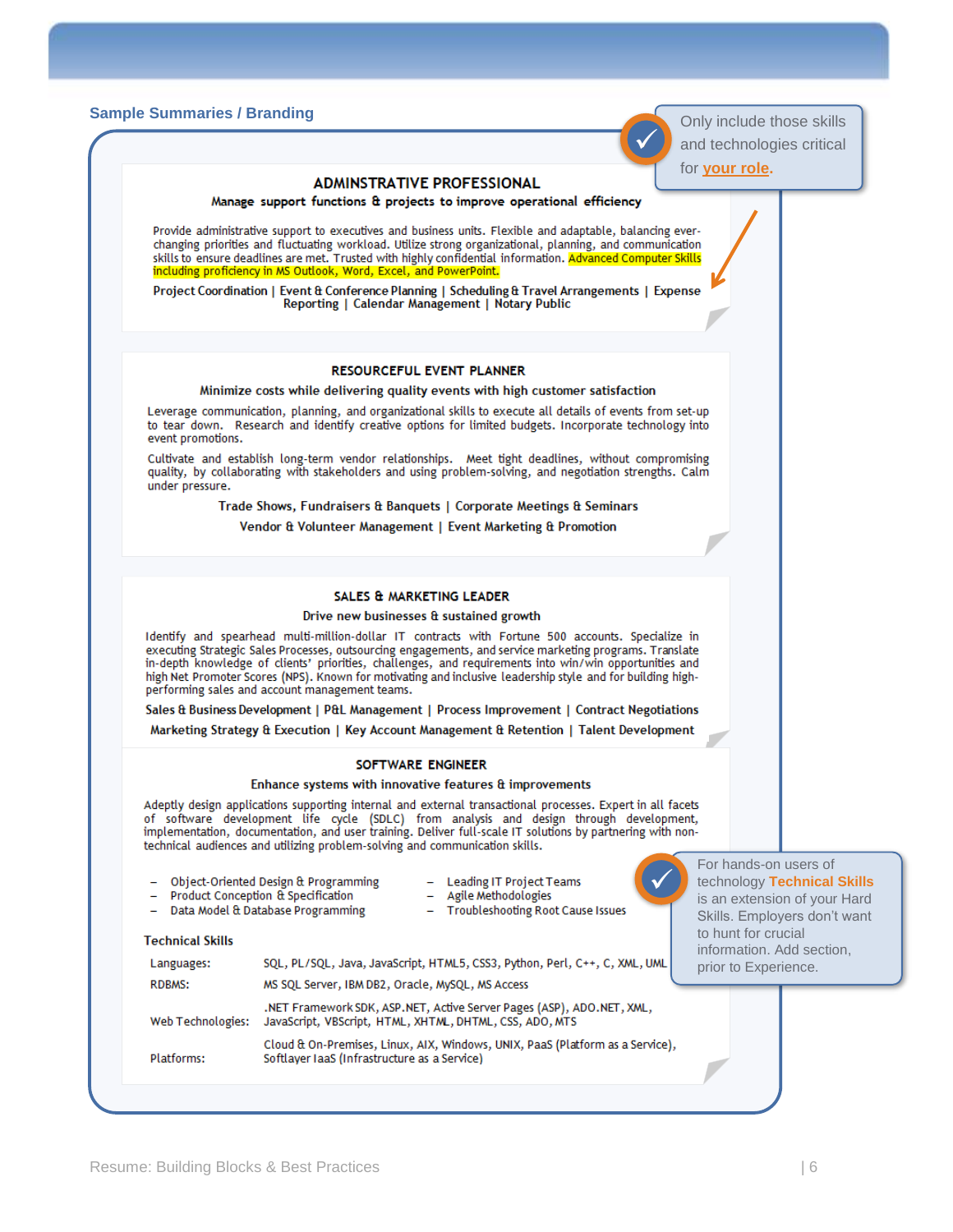## Sample Summaries / Branding

> Only include those skills and technologies critical for **your role**.

### ADMINSTRATIVE PROFESSIONAL

**Manage support functions & projects to improve operational efficiency**

Provide administrative support to executives and business units. Flexible and adaptable, balancing ever-changing priorities and fluctuating workload. Utilize strong organizational, planning, and communication skills to ensure deadlines are met. Trusted with highly confidential information. Advanced Computer Skills including proficiency in MS Outlook, Word, Excel, and PowerPoint.

**Project Coordination | Event & Conference Planning | Scheduling & Travel Arrangements | Expense Reporting | Calendar Management | Notary Public**

### RESOURCEFUL EVENT PLANNER

**Minimize costs while delivering quality events with high customer satisfaction**

Leverage communication, planning, and organizational skills to execute all details of events from set-up to tear down. Research and identify creative options for limited budgets. Incorporate technology into event promotions.

Cultivate and establish long-term vendor relationships. Meet tight deadlines, without compromising quality, by collaborating with stakeholders and using problem-solving, and negotiation strengths. Calm under pressure.

**Trade Shows, Fundraisers & Banquets | Corporate Meetings & Seminars**

**Vendor & Volunteer Management | Event Marketing & Promotion**

### SALES & MARKETING LEADER

**Drive new businesses & sustained growth**

Identify and spearhead multi-million-dollar IT contracts with Fortune 500 accounts. Specialize in executing Strategic Sales Processes, outsourcing engagements, and service marketing programs. Translate in-depth knowledge of clients' priorities, challenges, and requirements into win/win opportunities and high Net Promoter Scores (NPS). Known for motivating and inclusive leadership style and for building high-performing sales and account management teams.

**Sales & Business Development | P&L Management | Process Improvement | Contract Negotiations**

**Marketing Strategy & Execution | Key Account Management & Retention | Talent Development**

### SOFTWARE ENGINEER

**Enhance systems with innovative features & improvements**

Adeptly design applications supporting internal and external transactional processes. Expert in all facets of software development life cycle (SDLC) from analysis and design through development, implementation, documentation, and user training. Deliver full-scale IT solutions by partnering with non-technical audiences and utilizing problem-solving and communication skills.

- Object-Oriented Design & Programming
- Product Conception & Specification
- Data Model & Database Programming
- Leading IT Project Teams
- Agile Methodologies
- Troubleshooting Root Cause Issues

**Technical Skills**

| | |
|---|---|
| Languages: | SQL, PL/SQL, Java, JavaScript, HTML5, CSS3, Python, Perl, C++, C, XML, UML |
| RDBMS: | MS SQL Server, IBM DB2, Oracle, MySQL, MS Access |
| Web Technologies: | .NET Framework SDK, ASP.NET, Active Server Pages (ASP), ADO.NET, XML, JavaScript, VBScript, HTML, XHTML, DHTML, CSS, ADO, MTS |
| Platforms: | Cloud & On-Premises, Linux, AIX, Windows, UNIX, PaaS (Platform as a Service), Softlayer IaaS (Infrastructure as a Service) |

> For hands-on users of technology **Technical Skills** is an extension of your Hard Skills. Employers don't want to hunt for crucial information. Add section, prior to Experience.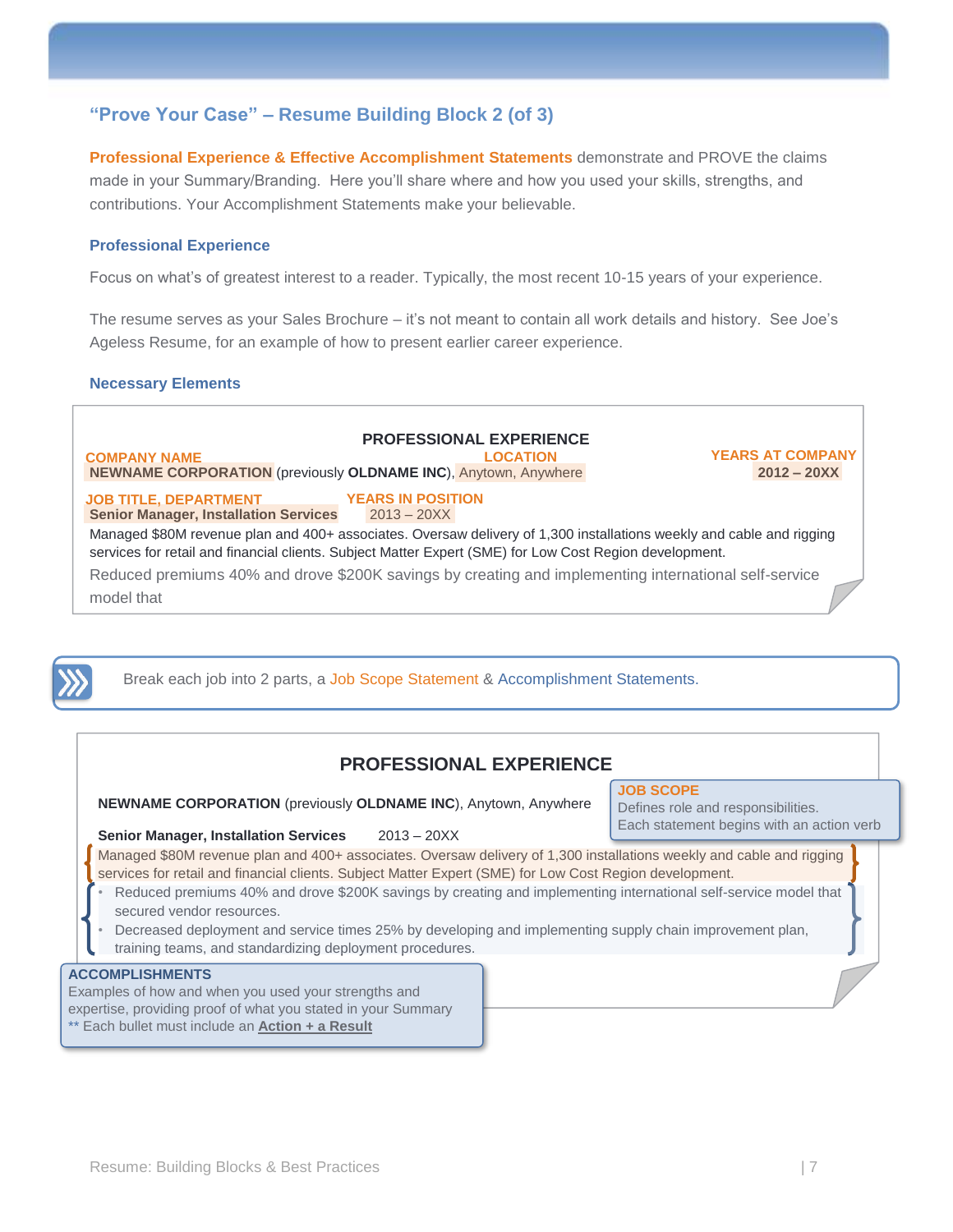## "Prove Your Case" – Resume Building Block 2 (of 3)

**Professional Experience & Effective Accomplishment Statements** demonstrate and PROVE the claims made in your Summary/Branding. Here you'll share where and how you used your skills, strengths, and contributions. Your Accomplishment Statements make your believable.

### Professional Experience

Focus on what's of greatest interest to a reader. Typically, the most recent 10-15 years of your experience.

The resume serves as your Sales Brochure – it's not meant to contain all work details and history. See Joe's Ageless Resume, for an example of how to present earlier career experience.

### Necessary Elements

**PROFESSIONAL EXPERIENCE**

COMPANY NAME — LOCATION — YEARS AT COMPANY

**NEWNAME CORPORATION** (previously **OLDNAME INC**), Anytown, Anywhere **2012 – 20XX**

JOB TITLE, DEPARTMENT — YEARS IN POSITION

**Senior Manager, Installation Services** 2013 – 20XX

Managed $80M revenue plan and 400+ associates. Oversaw delivery of 1,300 installations weekly and cable and rigging services for retail and financial clients. Subject Matter Expert (SME) for Low Cost Region development.

Reduced premiums 40% and drove $200K savings by creating and implementing international self-service model that

Break each job into 2 parts, a Job Scope Statement & Accomplishment Statements.

**PROFESSIONAL EXPERIENCE**

**NEWNAME CORPORATION** (previously **OLDNAME INC**), Anytown, Anywhere

**Senior Manager, Installation Services** 2013 – 20XX

Managed $80M revenue plan and 400+ associates. Oversaw delivery of 1,300 installations weekly and cable and rigging services for retail and financial clients. Subject Matter Expert (SME) for Low Cost Region development.

- Reduced premiums 40% and drove $200K savings by creating and implementing international self-service model that secured vendor resources.
- Decreased deployment and service times 25% by developing and implementing supply chain improvement plan, training teams, and standardizing deployment procedures.

**JOB SCOPE**
Defines role and responsibilities.
Each statement begins with an action verb

**ACCOMPLISHMENTS**
Examples of how and when you used your strengths and expertise, providing proof of what you stated in your Summary
** Each bullet must include an **Action + a Result**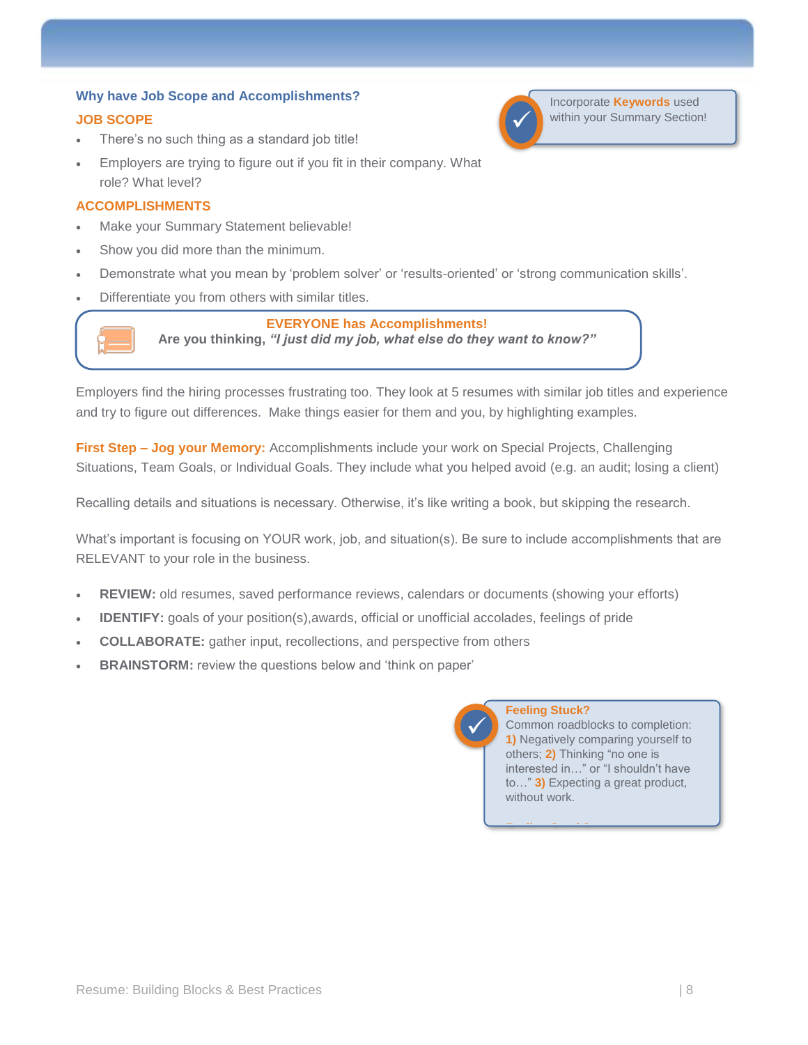## Why have Job Scope and Accomplishments?

> Incorporate **Keywords** used within your Summary Section!

### JOB SCOPE

- There's no such thing as a standard job title!
- Employers are trying to figure out if you fit in their company. What role? What level?

### ACCOMPLISHMENTS

- Make your Summary Statement believable!
- Show you did more than the minimum.
- Demonstrate what you mean by 'problem solver' or 'results-oriented' or 'strong communication skills'.
- Differentiate you from others with similar titles.

> **EVERYONE has Accomplishments!**
> **Are you thinking, *"I just did my job, what else do they want to know?"***

Employers find the hiring processes frustrating too. They look at 5 resumes with similar job titles and experience and try to figure out differences. Make things easier for them and you, by highlighting examples.

**First Step – Jog your Memory:** Accomplishments include your work on Special Projects, Challenging Situations, Team Goals, or Individual Goals. They include what you helped avoid (e.g. an audit; losing a client)

Recalling details and situations is necessary. Otherwise, it's like writing a book, but skipping the research.

What's important is focusing on YOUR work, job, and situation(s). Be sure to include accomplishments that are RELEVANT to your role in the business.

- **REVIEW:** old resumes, saved performance reviews, calendars or documents (showing your efforts)
- **IDENTIFY:** goals of your position(s),awards, official or unofficial accolades, feelings of pride
- **COLLABORATE:** gather input, recollections, and perspective from others
- **BRAINSTORM:** review the questions below and 'think on paper'

> **Feeling Stuck?**
> Common roadblocks to completion: **1)** Negatively comparing yourself to others; **2)** Thinking "no one is interested in…" or "I shouldn't have to…" **3)** Expecting a great product, without work.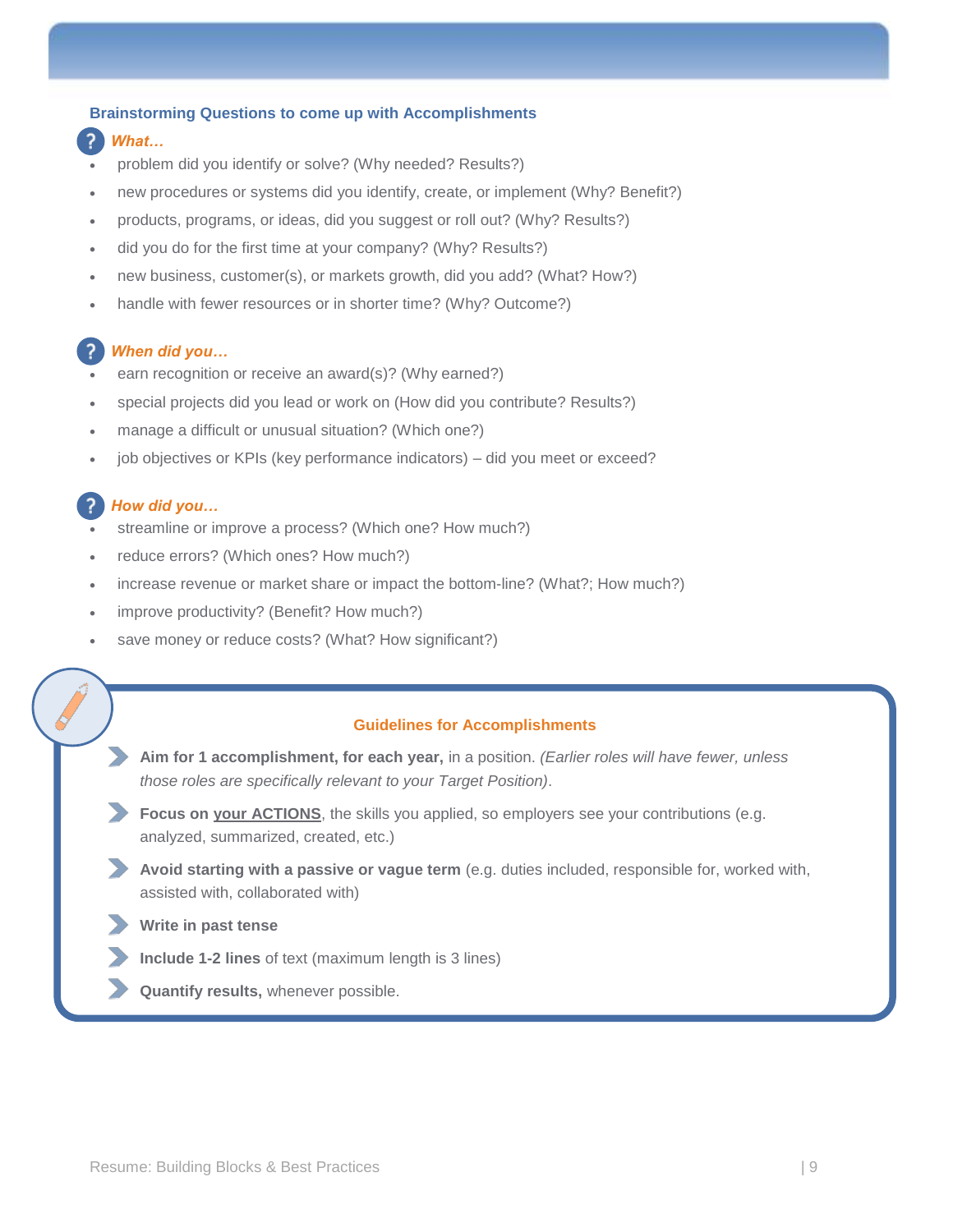## Brainstorming Questions to come up with Accomplishments

### *What…*

- problem did you identify or solve? (Why needed? Results?)
- new procedures or systems did you identify, create, or implement (Why? Benefit?)
- products, programs, or ideas, did you suggest or roll out? (Why? Results?)
- did you do for the first time at your company? (Why? Results?)
- new business, customer(s), or markets growth, did you add? (What? How?)
- handle with fewer resources or in shorter time? (Why? Outcome?)

### *When did you…*

- earn recognition or receive an award(s)? (Why earned?)
- special projects did you lead or work on (How did you contribute? Results?)
- manage a difficult or unusual situation? (Which one?)
- job objectives or KPIs (key performance indicators) – did you meet or exceed?

### *How did you…*

- streamline or improve a process? (Which one? How much?)
- reduce errors? (Which ones? How much?)
- increase revenue or market share or impact the bottom-line? (What?; How much?)
- improve productivity? (Benefit? How much?)
- save money or reduce costs? (What? How significant?)

### Guidelines for Accomplishments

- **Aim for 1 accomplishment, for each year,** in a position. *(Earlier roles will have fewer, unless those roles are specifically relevant to your Target Position)*.
- **Focus on <u>your ACTIONS</u>**, the skills you applied, so employers see your contributions (e.g. analyzed, summarized, created, etc.)
- **Avoid starting with a passive or vague term** (e.g. duties included, responsible for, worked with, assisted with, collaborated with)
- **Write in past tense**
- **Include 1-2 lines** of text (maximum length is 3 lines)
- **Quantify results,** whenever possible.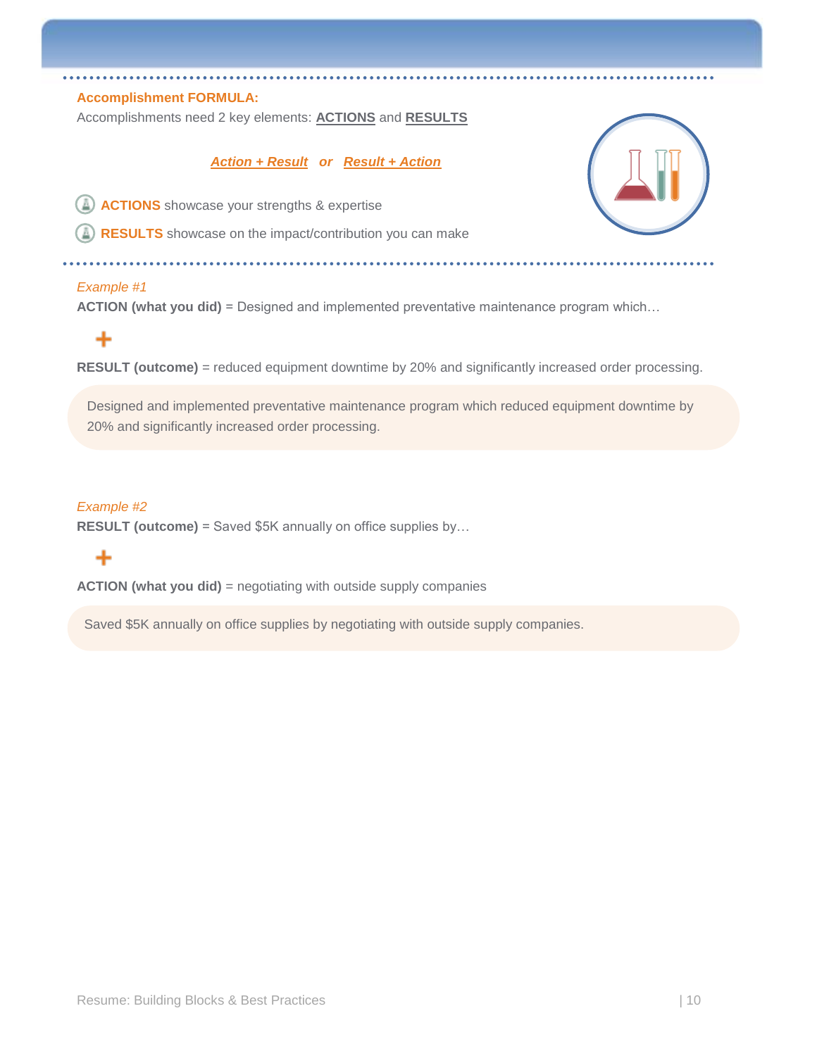**Accomplishment FORMULA:**

Accomplishments need 2 key elements: **ACTIONS** and **RESULTS**

***Action + Result* or *Result + Action***

- **ACTIONS** showcase your strengths & expertise
- **RESULTS** showcase on the impact/contribution you can make

*Example #1*

**ACTION (what you did)** = Designed and implemented preventative maintenance program which…

+

**RESULT (outcome)** = reduced equipment downtime by 20% and significantly increased order processing.

> Designed and implemented preventative maintenance program which reduced equipment downtime by 20% and significantly increased order processing.

*Example #2*

**RESULT (outcome)** = Saved $5K annually on office supplies by…

+

**ACTION (what you did)** = negotiating with outside supply companies

> Saved $5K annually on office supplies by negotiating with outside supply companies.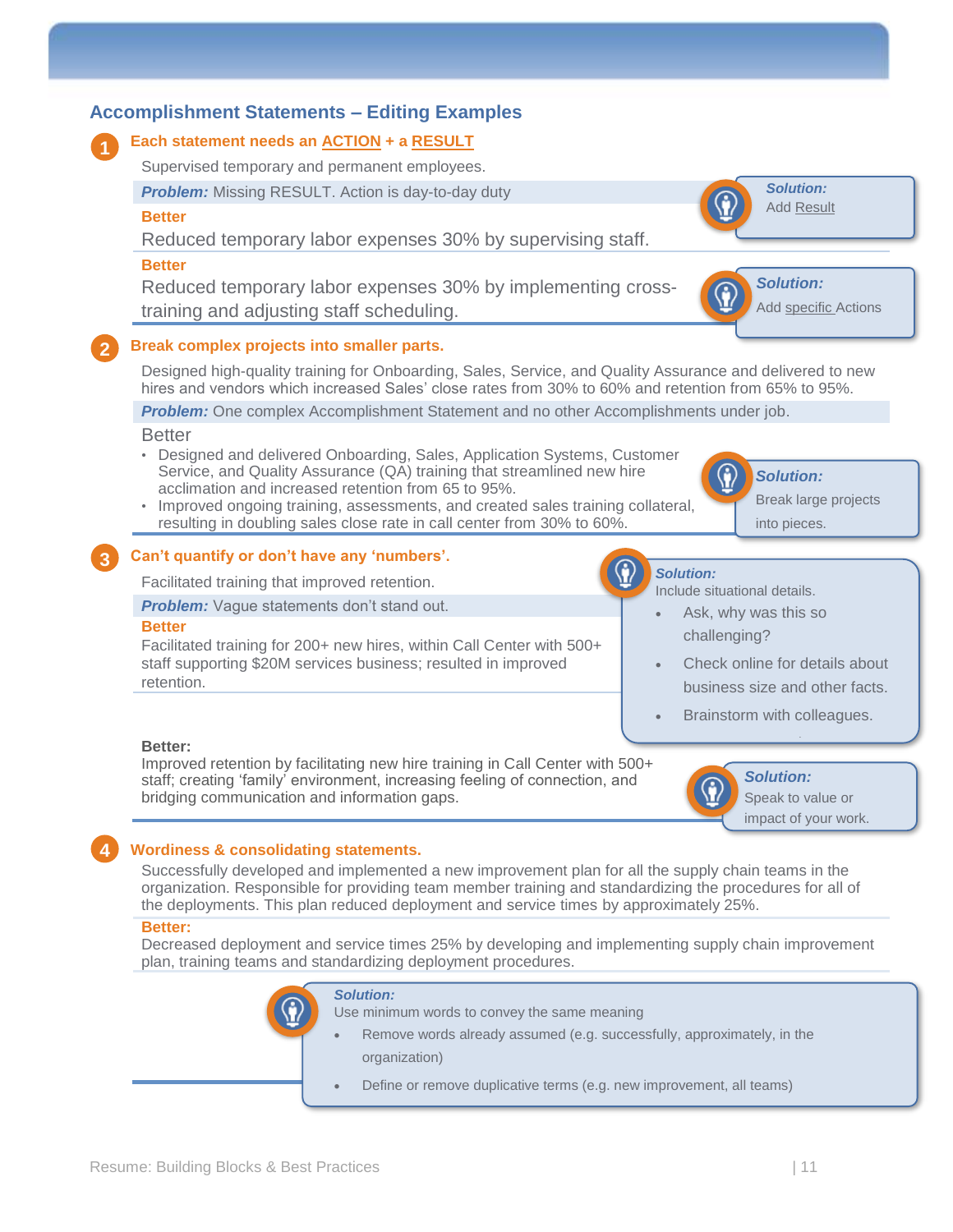## Accomplishment Statements – Editing Examples

### 1 Each statement needs an ACTION + a RESULT

Supervised temporary and permanent employees.

***Problem:*** Missing RESULT. Action is day-to-day duty

**Better**

Reduced temporary labor expenses 30% by supervising staff.

> ***Solution:*** Add Result

**Better**

Reduced temporary labor expenses 30% by implementing cross-training and adjusting staff scheduling.

> ***Solution:*** Add specific Actions

### 2 Break complex projects into smaller parts.

Designed high-quality training for Onboarding, Sales, Service, and Quality Assurance and delivered to new hires and vendors which increased Sales' close rates from 30% to 60% and retention from 65% to 95%.

***Problem:*** One complex Accomplishment Statement and no other Accomplishments under job.

Better

- Designed and delivered Onboarding, Sales, Application Systems, Customer Service, and Quality Assurance (QA) training that streamlined new hire acclimation and increased retention from 65 to 95%.
- Improved ongoing training, assessments, and created sales training collateral, resulting in doubling sales close rate in call center from 30% to 60%.

> ***Solution:*** Break large projects into pieces.

### 3 Can't quantify or don't have any 'numbers'.

Facilitated training that improved retention.

***Problem:*** Vague statements don't stand out.

**Better**

Facilitated training for 200+ new hires, within Call Center with 500+ staff supporting $20M services business; resulted in improved retention.

> ***Solution:*** Include situational details.
> - Ask, why was this so challenging?
> - Check online for details about business size and other facts.
> - Brainstorm with colleagues.

**Better:**

Improved retention by facilitating new hire training in Call Center with 500+ staff; creating 'family' environment, increasing feeling of connection, and bridging communication and information gaps.

> ***Solution:*** Speak to value or impact of your work.

### 4 Wordiness & consolidating statements.

Successfully developed and implemented a new improvement plan for all the supply chain teams in the organization. Responsible for providing team member training and standardizing the procedures for all of the deployments. This plan reduced deployment and service times by approximately 25%.

**Better:**

Decreased deployment and service times 25% by developing and implementing supply chain improvement plan, training teams and standardizing deployment procedures.

> ***Solution:*** Use minimum words to convey the same meaning
> - Remove words already assumed (e.g. successfully, approximately, in the organization)
> - Define or remove duplicative terms (e.g. new improvement, all teams)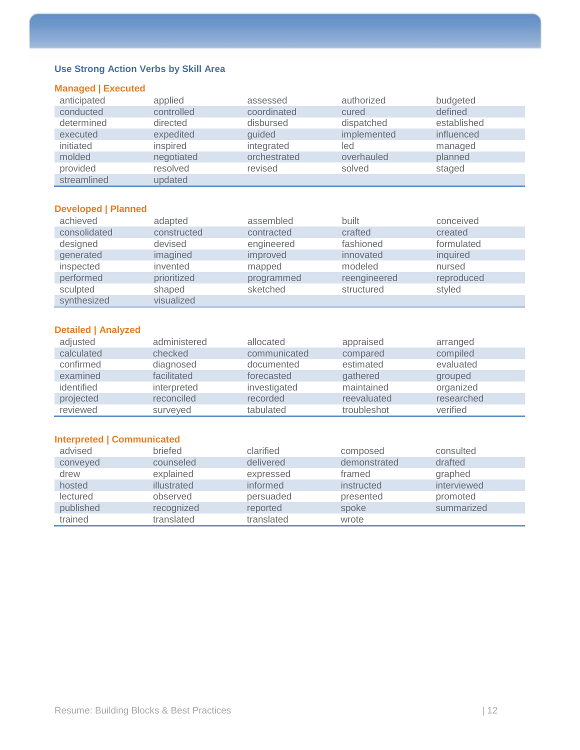## Use Strong Action Verbs by Skill Area

### Managed | Executed

| | | | | |
|---|---|---|---|---|
| anticipated | applied | assessed | authorized | budgeted |
| conducted | controlled | coordinated | cured | defined |
| determined | directed | disbursed | dispatched | established |
| executed | expedited | guided | implemented | influenced |
| initiated | inspired | integrated | led | managed |
| molded | negotiated | orchestrated | overhauled | planned |
| provided | resolved | revised | solved | staged |
| streamlined | updated | | | |

### Developed | Planned

| | | | | |
|---|---|---|---|---|
| achieved | adapted | assembled | built | conceived |
| consolidated | constructed | contracted | crafted | created |
| designed | devised | engineered | fashioned | formulated |
| generated | imagined | improved | innovated | inquired |
| inspected | invented | mapped | modeled | nursed |
| performed | prioritized | programmed | reengineered | reproduced |
| sculpted | shaped | sketched | structured | styled |
| synthesized | visualized | | | |

### Detailed | Analyzed

| | | | | |
|---|---|---|---|---|
| adjusted | administered | allocated | appraised | arranged |
| calculated | checked | communicated | compared | compiled |
| confirmed | diagnosed | documented | estimated | evaluated |
| examined | facilitated | forecasted | gathered | grouped |
| identified | interpreted | investigated | maintained | organized |
| projected | reconciled | recorded | reevaluated | researched |
| reviewed | surveyed | tabulated | troubleshot | verified |

### Interpreted | Communicated

| | | | | |
|---|---|---|---|---|
| advised | briefed | clarified | composed | consulted |
| conveyed | counseled | delivered | demonstrated | drafted |
| drew | explained | expressed | framed | graphed |
| hosted | illustrated | informed | instructed | interviewed |
| lectured | observed | persuaded | presented | promoted |
| published | recognized | reported | spoke | summarized |
| trained | translated | translated | wrote | |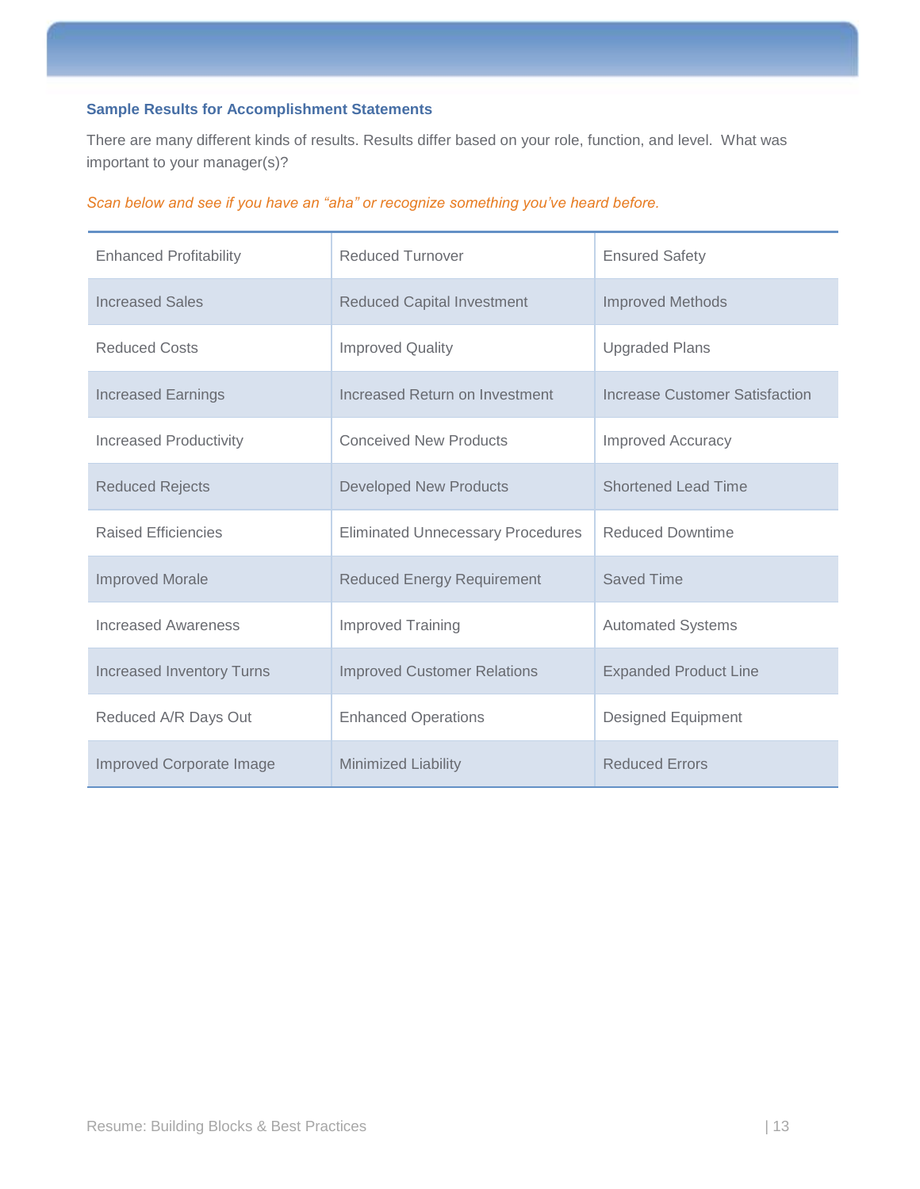### Sample Results for Accomplishment Statements

There are many different kinds of results. Results differ based on your role, function, and level. What was important to your manager(s)?

*Scan below and see if you have an "aha" or recognize something you've heard before.*

| | | |
|---|---|---|
| Enhanced Profitability | Reduced Turnover | Ensured Safety |
| Increased Sales | Reduced Capital Investment | Improved Methods |
| Reduced Costs | Improved Quality | Upgraded Plans |
| Increased Earnings | Increased Return on Investment | Increase Customer Satisfaction |
| Increased Productivity | Conceived New Products | Improved Accuracy |
| Reduced Rejects | Developed New Products | Shortened Lead Time |
| Raised Efficiencies | Eliminated Unnecessary Procedures | Reduced Downtime |
| Improved Morale | Reduced Energy Requirement | Saved Time |
| Increased Awareness | Improved Training | Automated Systems |
| Increased Inventory Turns | Improved Customer Relations | Expanded Product Line |
| Reduced A/R Days Out | Enhanced Operations | Designed Equipment |
| Improved Corporate Image | Minimized Liability | Reduced Errors |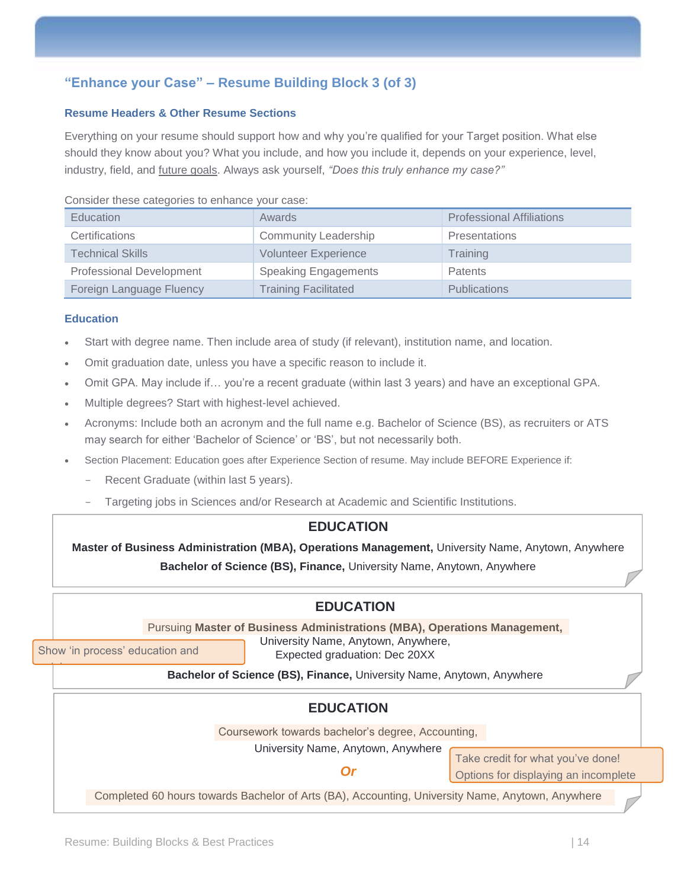## "Enhance your Case" – Resume Building Block 3 (of 3)

### Resume Headers & Other Resume Sections

Everything on your resume should support how and why you're qualified for your Target position. What else should they know about you? What you include, and how you include it, depends on your experience, level, industry, field, and future goals. Always ask yourself, *"Does this truly enhance my case?"*

Consider these categories to enhance your case:

| | | |
|---|---|---|
| Education | Awards | Professional Affiliations |
| Certifications | Community Leadership | Presentations |
| Technical Skills | Volunteer Experience | Training |
| Professional Development | Speaking Engagements | Patents |
| Foreign Language Fluency | Training Facilitated | Publications |

### Education

- Start with degree name. Then include area of study (if relevant), institution name, and location.
- Omit graduation date, unless you have a specific reason to include it.
- Omit GPA. May include if… you're a recent graduate (within last 3 years) and have an exceptional GPA.
- Multiple degrees? Start with highest-level achieved.
- Acronyms: Include both an acronym and the full name e.g. Bachelor of Science (BS), as recruiters or ATS may search for either 'Bachelor of Science' or 'BS', but not necessarily both.
- Section Placement: Education goes after Experience Section of resume. May include BEFORE Experience if:
  - Recent Graduate (within last 5 years).
  - Targeting jobs in Sciences and/or Research at Academic and Scientific Institutions.

**EDUCATION**

**Master of Business Administration (MBA), Operations Management,** University Name, Anytown, Anywhere
**Bachelor of Science (BS), Finance,** University Name, Anytown, Anywhere

---

**EDUCATION**

Pursuing **Master of Business Administrations (MBA), Operations Management,** University Name, Anytown, Anywhere, Expected graduation: Dec 20XX
**Bachelor of Science (BS), Finance,** University Name, Anytown, Anywhere

> Show 'in process' education and

---

**EDUCATION**

Coursework towards bachelor's degree, Accounting, University Name, Anytown, Anywhere

*Or*

Completed 60 hours towards Bachelor of Arts (BA), Accounting, University Name, Anytown, Anywhere

> Take credit for what you've done! Options for displaying an incomplete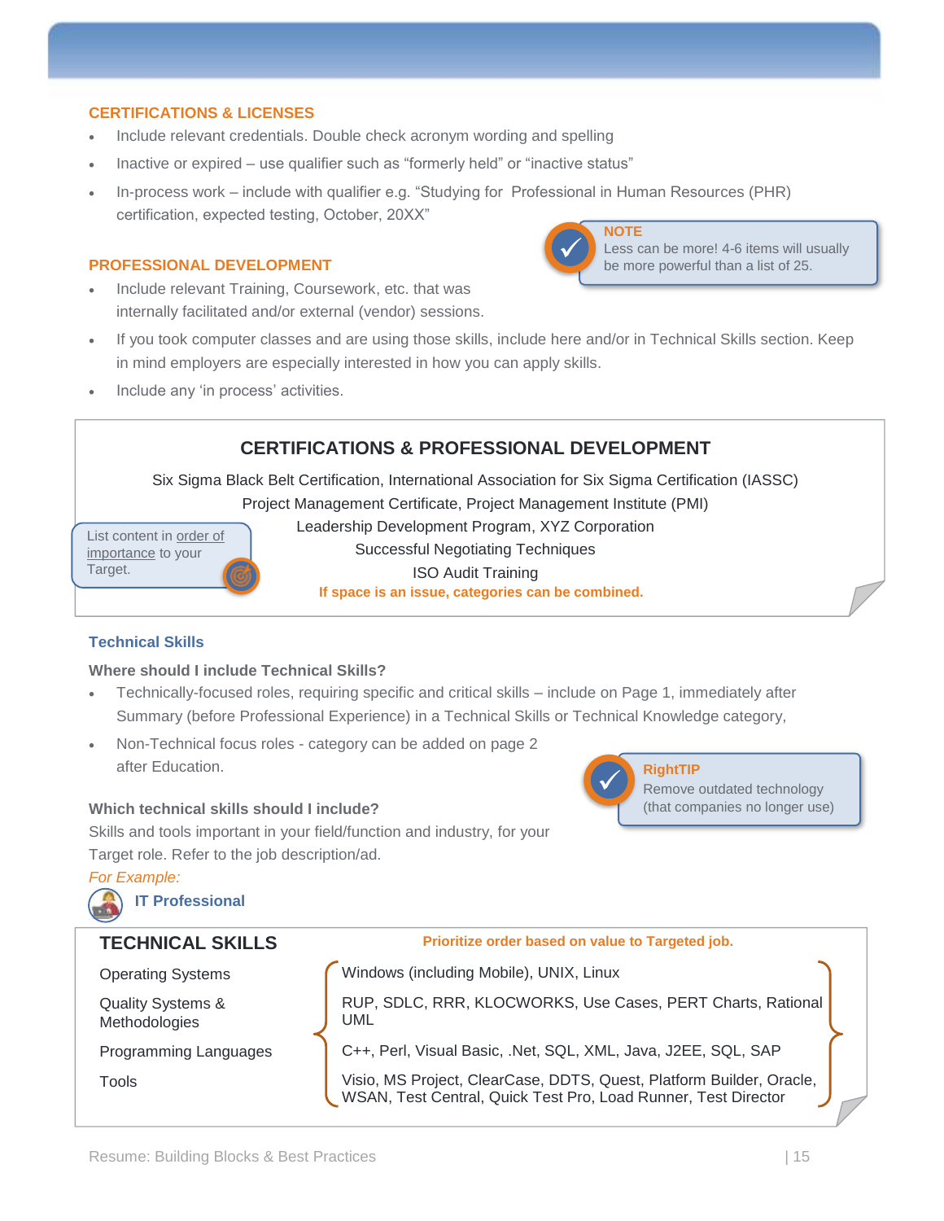## CERTIFICATIONS & LICENSES

- Include relevant credentials. Double check acronym wording and spelling
- Inactive or expired – use qualifier such as "formerly held" or "inactive status"
- In-process work – include with qualifier e.g. "Studying for Professional in Human Resources (PHR) certification, expected testing, October, 20XX"

> **NOTE**
> Less can be more! 4-6 items will usually be more powerful than a list of 25.

## PROFESSIONAL DEVELOPMENT

- Include relevant Training, Coursework, etc. that was internally facilitated and/or external (vendor) sessions.
- If you took computer classes and are using those skills, include here and/or in Technical Skills section. Keep in mind employers are especially interested in how you can apply skills.
- Include any 'in process' activities.

### CERTIFICATIONS & PROFESSIONAL DEVELOPMENT

Six Sigma Black Belt Certification, International Association for Six Sigma Certification (IASSC)
Project Management Certificate, Project Management Institute (PMI)
Leadership Development Program, XYZ Corporation
Successful Negotiating Techniques
ISO Audit Training

**If space is an issue, categories can be combined.**

> List content in order of importance to your Target.

## Technical Skills

**Where should I include Technical Skills?**

- Technically-focused roles, requiring specific and critical skills – include on Page 1, immediately after Summary (before Professional Experience) in a Technical Skills or Technical Knowledge category,
- Non-Technical focus roles - category can be added on page 2 after Education.

> **RightTIP**
> Remove outdated technology (that companies no longer use)

**Which technical skills should I include?**

Skills and tools important in your field/function and industry, for your Target role. Refer to the job description/ad.

*For Example:*

**IT Professional**

### TECHNICAL SKILLS

**Prioritize order based on value to Targeted job.**

| | |
|---|---|
| Operating Systems | Windows (including Mobile), UNIX, Linux |
| Quality Systems & Methodologies | RUP, SDLC, RRR, KLOCWORKS, Use Cases, PERT Charts, Rational UML |
| Programming Languages | C++, Perl, Visual Basic, .Net, SQL, XML, Java, J2EE, SQL, SAP |
| Tools | Visio, MS Project, ClearCase, DDTS, Quest, Platform Builder, Oracle, WSAN, Test Central, Quick Test Pro, Load Runner, Test Director |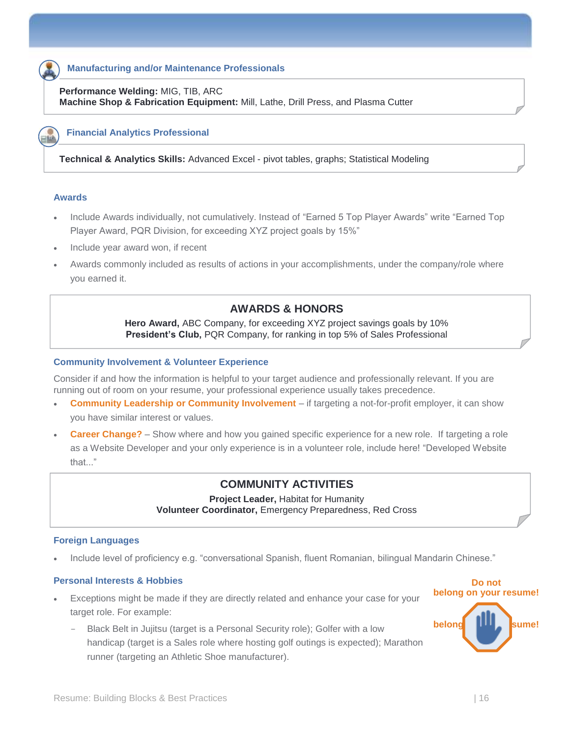### Manufacturing and/or Maintenance Professionals

**Performance Welding:** MIG, TIB, ARC
**Machine Shop & Fabrication Equipment:** Mill, Lathe, Drill Press, and Plasma Cutter

### Financial Analytics Professional

**Technical & Analytics Skills:** Advanced Excel - pivot tables, graphs; Statistical Modeling

### Awards

- Include Awards individually, not cumulatively. Instead of “Earned 5 Top Player Awards” write “Earned Top Player Award, PQR Division, for exceeding XYZ project goals by 15%”
- Include year award won, if recent
- Awards commonly included as results of actions in your accomplishments, under the company/role where you earned it.

**AWARDS & HONORS**

**Hero Award,** ABC Company, for exceeding XYZ project savings goals by 10%
**President’s Club,** PQR Company, for ranking in top 5% of Sales Professional

### Community Involvement & Volunteer Experience

Consider if and how the information is helpful to your target audience and professionally relevant. If you are running out of room on your resume, your professional experience usually takes precedence.

- **Community Leadership or Community Involvement** – if targeting a not-for-profit employer, it can show you have similar interest or values.
- **Career Change?** – Show where and how you gained specific experience for a new role. If targeting a role as a Website Developer and your only experience is in a volunteer role, include here! “Developed Website that...”

**COMMUNITY ACTIVITIES**

**Project Leader,** Habitat for Humanity
**Volunteer Coordinator,** Emergency Preparedness, Red Cross

### Foreign Languages

- Include level of proficiency e.g. “conversational Spanish, fluent Romanian, bilingual Mandarin Chinese.”

### Personal Interests & Hobbies

**Do not belong on your resume!**

- Exceptions might be made if they are directly related and enhance your case for your target role. For example:
  - Black Belt in Jujitsu (target is a Personal Security role); Golfer with a low handicap (target is a Sales role where hosting golf outings is expected); Marathon runner (targeting an Athletic Shoe manufacturer).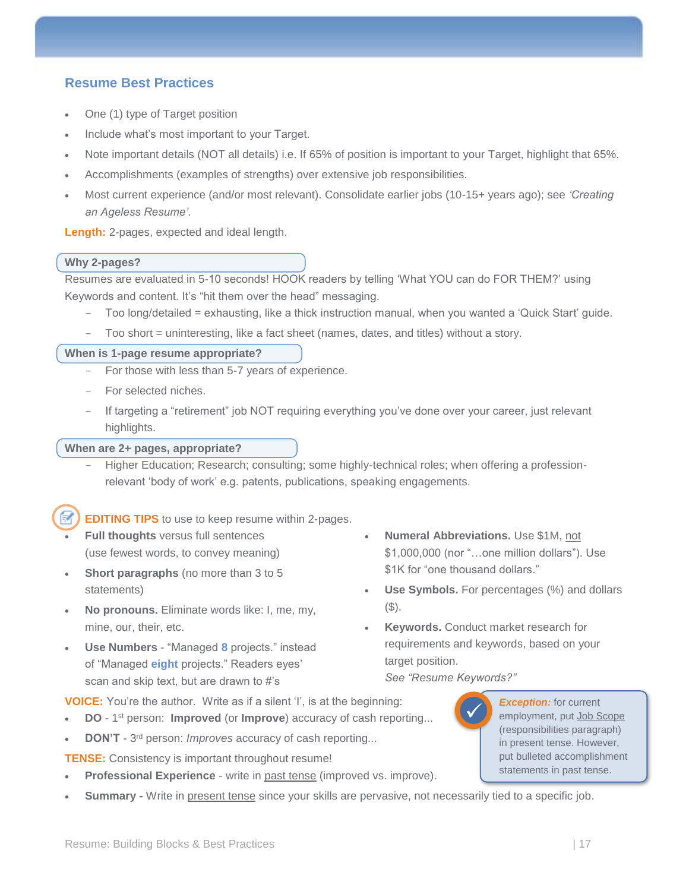## Resume Best Practices

- One (1) type of Target position
- Include what's most important to your Target.
- Note important details (NOT all details) i.e. If 65% of position is important to your Target, highlight that 65%.
- Accomplishments (examples of strengths) over extensive job responsibilities.
- Most current experience (and/or most relevant). Consolidate earlier jobs (10-15+ years ago); see *'Creating an Ageless Resume'*.

**Length:** 2-pages, expected and ideal length.

**Why 2-pages?**

Resumes are evaluated in 5-10 seconds! HOOK readers by telling 'What YOU can do FOR THEM?' using Keywords and content. It's "hit them over the head" messaging.

- Too long/detailed = exhausting, like a thick instruction manual, when you wanted a 'Quick Start' guide.
- Too short = uninteresting, like a fact sheet (names, dates, and titles) without a story.

**When is 1-page resume appropriate?**

- For those with less than 5-7 years of experience.
- For selected niches.
- If targeting a "retirement" job NOT requiring everything you've done over your career, just relevant highlights.

**When are 2+ pages, appropriate?**

- Higher Education; Research; consulting; some highly-technical roles; when offering a profession-relevant 'body of work' e.g. patents, publications, speaking engagements.

**EDITING TIPS** to use to keep resume within 2-pages.

- **Full thoughts** versus full sentences (use fewest words, to convey meaning)
- **Short paragraphs** (no more than 3 to 5 statements)
- **No pronouns.** Eliminate words like: I, me, my, mine, our, their, etc.
- **Use Numbers** - "Managed **8** projects." instead of "Managed **eight** projects." Readers eyes' scan and skip text, but are drawn to #'s
- **Numeral Abbreviations.** Use $1M, not $1,000,000 (nor "…one million dollars"). Use $1K for "one thousand dollars."
- **Use Symbols.** For percentages (%) and dollars ($).
- **Keywords.** Conduct market research for requirements and keywords, based on your target position.

  *See "Resume Keywords?"*

**VOICE:** You're the author. Write as if a silent 'I', is at the beginning:

- **DO** - 1st person: **Improved** (or **Improve**) accuracy of cash reporting...
- **DON'T** - 3rd person: *Improves* accuracy of cash reporting...

**TENSE:** Consistency is important throughout resume!

- **Professional Experience** - write in past tense (improved vs. improve).
- **Summary -** Write in present tense since your skills are pervasive, not necessarily tied to a specific job.

> ***Exception:*** for current employment, put Job Scope (responsibilities paragraph) in present tense. However, put bulleted accomplishment statements in past tense.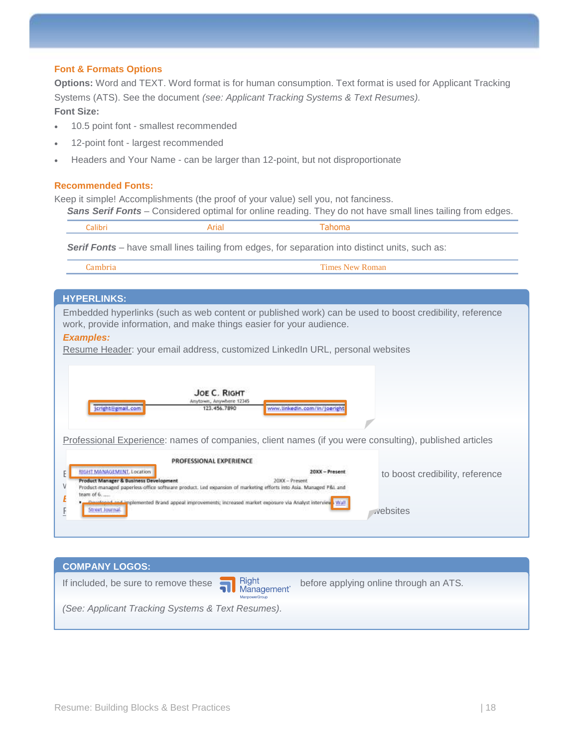## Font & Formats Options

**Options:** Word and TEXT. Word format is for human consumption. Text format is used for Applicant Tracking Systems (ATS). See the document *(see: Applicant Tracking Systems & Text Resumes).*

**Font Size:**

- 10.5 point font - smallest recommended
- 12-point font - largest recommended
- Headers and Your Name - can be larger than 12-point, but not disproportionate

## Recommended Fonts:

Keep it simple! Accomplishments (the proof of your value) sell you, not fanciness.

***Sans Serif Fonts*** – Considered optimal for online reading. They do not have small lines tailing from edges.

| | | |
|---|---|---|
| Calibri | Arial | Tahoma |

***Serif Fonts*** – have small lines tailing from edges, for separation into distinct units, such as:

| | |
|---|---|
| Cambria | Times New Roman |

## HYPERLINKS:

Embedded hyperlinks (such as web content or published work) can be used to boost credibility, reference work, provide information, and make things easier for your audience.

***Examples:***

Resume Header: your email address, customized LinkedIn URL, personal websites

JOE C. RIGHT
Anytown, Anywhere 12345
jcright@gmail.com 123.456.7890 www.linkedin.com/in/joeright

Professional Experience: names of companies, client names (if you were consulting), published articles

PROFESSIONAL EXPERIENCE

RIGHT MANAGEMENT, Location 20XX – Present

Product Manager & Business Development 20XX – Present

Product managed paperless-office software product. Led expansion of marketing efforts into Asia. Managed P&L and team of 6. ...

- Developed and implemented Brand appeal improvements; increased market exposure via Analyst interview Wall Street Journal

## COMPANY LOGOS:

If included, be sure to remove these Right Management ManpowerGroup before applying online through an ATS.

*(See: Applicant Tracking Systems & Text Resumes).*